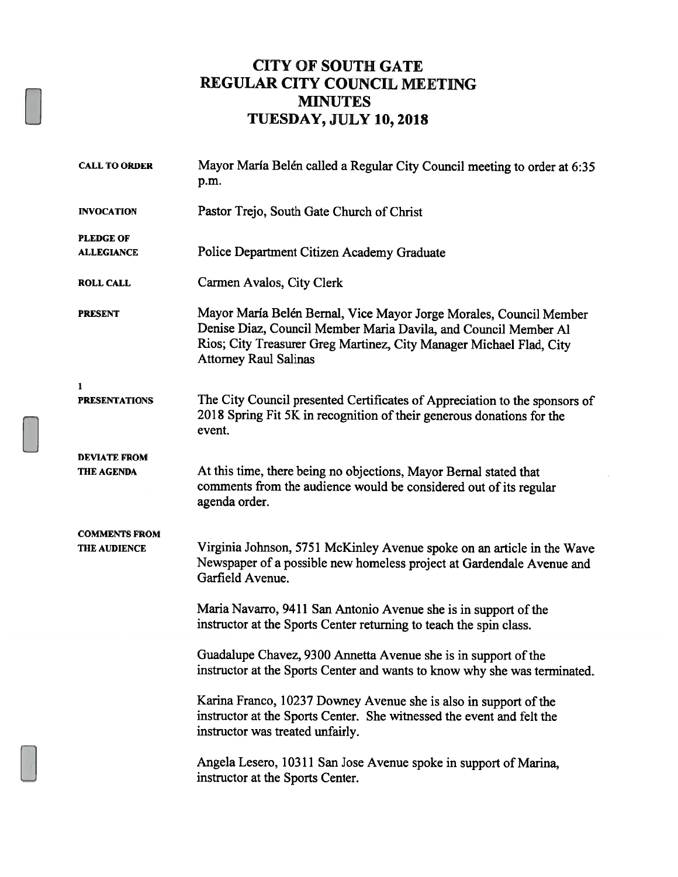# CITY OF SOUTH GATE
# REGULAR CITY COUNCIL MEETING
# MINUTES
# TUESDAY, JULY 10, 2018

**CALL TO ORDER**
Mayor María Belén called a Regular City Council meeting to order at 6:35 p.m.

**INVOCATION**
Pastor Trejo, South Gate Church of Christ

**PLEDGE OF ALLEGIANCE**
Police Department Citizen Academy Graduate

**ROLL CALL**
Carmen Avalos, City Clerk

**PRESENT**
Mayor María Belén Bernal, Vice Mayor Jorge Morales, Council Member Denise Diaz, Council Member Maria Davila, and Council Member Al Rios; City Treasurer Greg Martinez, City Manager Michael Flad, City Attorney Raul Salinas

**1**
**PRESENTATIONS**
The City Council presented Certificates of Appreciation to the sponsors of 2018 Spring Fit 5K in recognition of their generous donations for the event.

**DEVIATE FROM THE AGENDA**
At this time, there being no objections, Mayor Bernal stated that comments from the audience would be considered out of its regular agenda order.

**COMMENTS FROM THE AUDIENCE**
Virginia Johnson, 5751 McKinley Avenue spoke on an article in the Wave Newspaper of a possible new homeless project at Gardendale Avenue and Garfield Avenue.

Maria Navarro, 9411 San Antonio Avenue she is in support of the instructor at the Sports Center returning to teach the spin class.

Guadalupe Chavez, 9300 Annetta Avenue she is in support of the instructor at the Sports Center and wants to know why she was terminated.

Karina Franco, 10237 Downey Avenue she is also in support of the instructor at the Sports Center. She witnessed the event and felt the instructor was treated unfairly.

Angela Lesero, 10311 San Jose Avenue spoke in support of Marina, instructor at the Sports Center.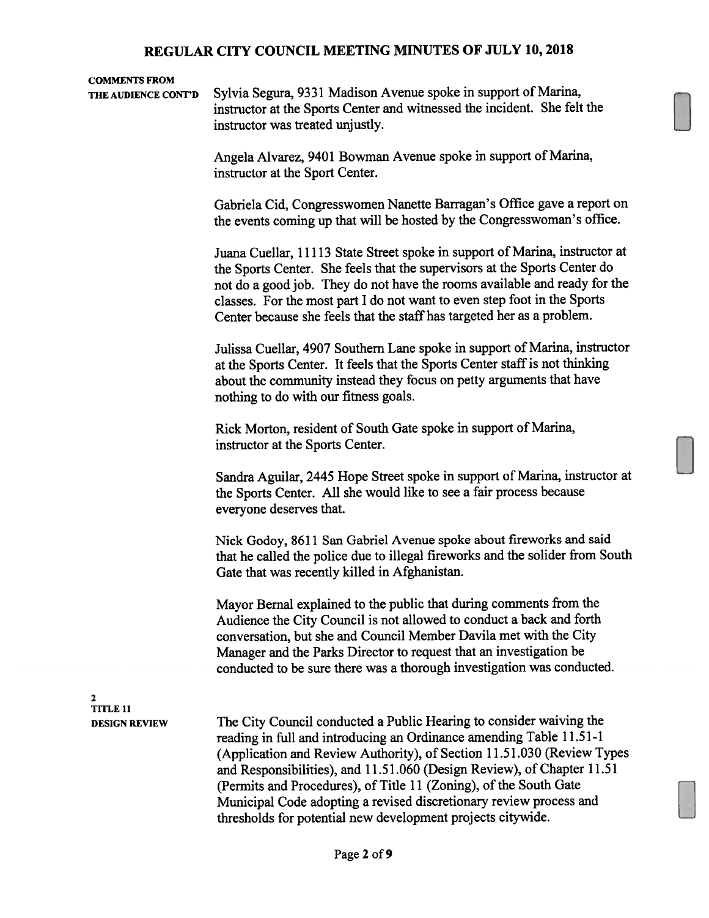**COMMENTS FROM THE AUDIENCE CONT'D**

Sylvia Segura, 9331 Madison Avenue spoke in support of Marina, instructor at the Sports Center and witnessed the incident. She felt the instructor was treated unjustly.

Angela Alvarez, 9401 Bowman Avenue spoke in support of Marina, instructor at the Sport Center.

Gabriela Cid, Congresswomen Nanette Barragan's Office gave a report on the events coming up that will be hosted by the Congresswoman's office.

Juana Cuellar, 11113 State Street spoke in support of Marina, instructor at the Sports Center. She feels that the supervisors at the Sports Center do not do a good job. They do not have the rooms available and ready for the classes. For the most part I do not want to even step foot in the Sports Center because she feels that the staff has targeted her as a problem.

Julissa Cuellar, 4907 Southern Lane spoke in support of Marina, instructor at the Sports Center. It feels that the Sports Center staff is not thinking about the community instead they focus on petty arguments that have nothing to do with our fitness goals.

Rick Morton, resident of South Gate spoke in support of Marina, instructor at the Sports Center.

Sandra Aguilar, 2445 Hope Street spoke in support of Marina, instructor at the Sports Center. All she would like to see a fair process because everyone deserves that.

Nick Godoy, 8611 San Gabriel Avenue spoke about fireworks and said that he called the police due to illegal fireworks and the solider from South Gate that was recently killed in Afghanistan.

Mayor Bernal explained to the public that during comments from the Audience the City Council is not allowed to conduct a back and forth conversation, but she and Council Member Davila met with the City Manager and the Parks Director to request that an investigation be conducted to be sure there was a thorough investigation was conducted.

**2**
**TITLE 11**
**DESIGN REVIEW**

The City Council conducted a Public Hearing to consider waiving the reading in full and introducing an Ordinance amending Table 11.51-1 (Application and Review Authority), of Section 11.51.030 (Review Types and Responsibilities), and 11.51.060 (Design Review), of Chapter 11.51 (Permits and Procedures), of Title 11 (Zoning), of the South Gate Municipal Code adopting a revised discretionary review process and thresholds for potential new development projects citywide.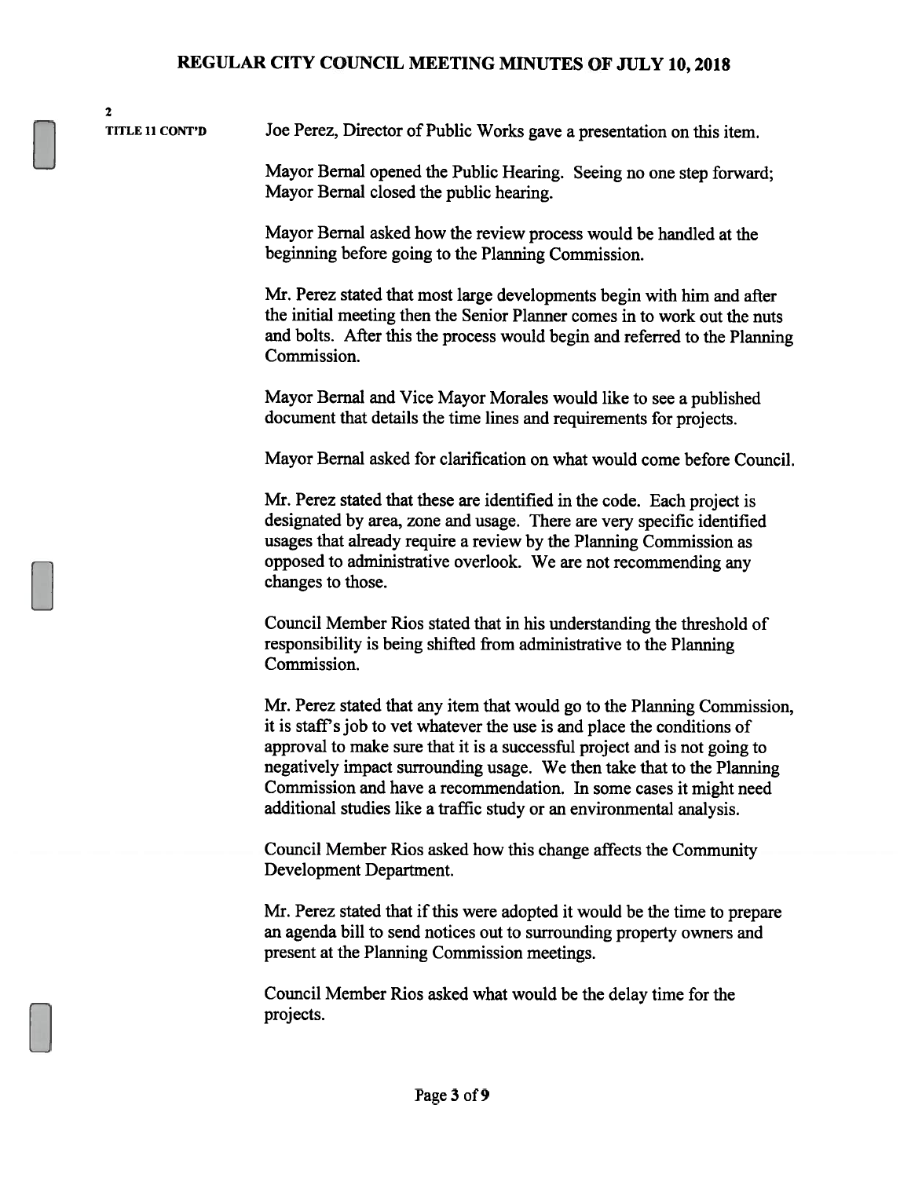2

**TITLE 11 CONT'D**

Joe Perez, Director of Public Works gave a presentation on this item.

Mayor Bernal opened the Public Hearing. Seeing no one step forward; Mayor Bernal closed the public hearing.

Mayor Bernal asked how the review process would be handled at the beginning before going to the Planning Commission.

Mr. Perez stated that most large developments begin with him and after the initial meeting then the Senior Planner comes in to work out the nuts and bolts. After this the process would begin and referred to the Planning Commission.

Mayor Bernal and Vice Mayor Morales would like to see a published document that details the time lines and requirements for projects.

Mayor Bernal asked for clarification on what would come before Council.

Mr. Perez stated that these are identified in the code. Each project is designated by area, zone and usage. There are very specific identified usages that already require a review by the Planning Commission as opposed to administrative overlook. We are not recommending any changes to those.

Council Member Rios stated that in his understanding the threshold of responsibility is being shifted from administrative to the Planning Commission.

Mr. Perez stated that any item that would go to the Planning Commission, it is staff's job to vet whatever the use is and place the conditions of approval to make sure that it is a successful project and is not going to negatively impact surrounding usage. We then take that to the Planning Commission and have a recommendation. In some cases it might need additional studies like a traffic study or an environmental analysis.

Council Member Rios asked how this change affects the Community Development Department.

Mr. Perez stated that if this were adopted it would be the time to prepare an agenda bill to send notices out to surrounding property owners and present at the Planning Commission meetings.

Council Member Rios asked what would be the delay time for the projects.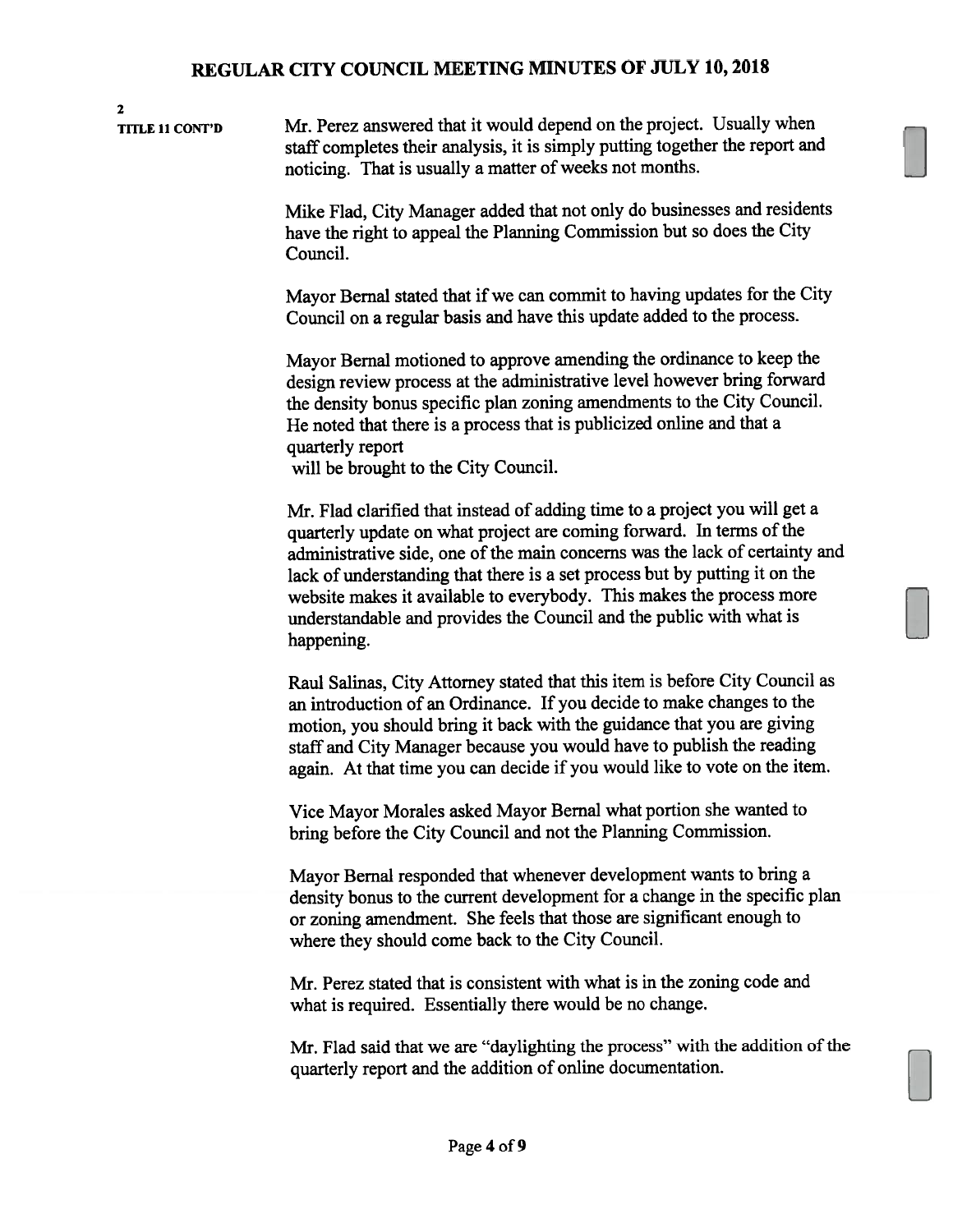**2**

**TITLE 11 CONT'D**

Mr. Perez answered that it would depend on the project. Usually when staff completes their analysis, it is simply putting together the report and noticing. That is usually a matter of weeks not months.

Mike Flad, City Manager added that not only do businesses and residents have the right to appeal the Planning Commission but so does the City Council.

Mayor Bernal stated that if we can commit to having updates for the City Council on a regular basis and have this update added to the process.

Mayor Bernal motioned to approve amending the ordinance to keep the design review process at the administrative level however bring forward the density bonus specific plan zoning amendments to the City Council. He noted that there is a process that is publicized online and that a quarterly report will be brought to the City Council.

Mr. Flad clarified that instead of adding time to a project you will get a quarterly update on what project are coming forward. In terms of the administrative side, one of the main concerns was the lack of certainty and lack of understanding that there is a set process but by putting it on the website makes it available to everybody. This makes the process more understandable and provides the Council and the public with what is happening.

Raul Salinas, City Attorney stated that this item is before City Council as an introduction of an Ordinance. If you decide to make changes to the motion, you should bring it back with the guidance that you are giving staff and City Manager because you would have to publish the reading again. At that time you can decide if you would like to vote on the item.

Vice Mayor Morales asked Mayor Bernal what portion she wanted to bring before the City Council and not the Planning Commission.

Mayor Bernal responded that whenever development wants to bring a density bonus to the current development for a change in the specific plan or zoning amendment. She feels that those are significant enough to where they should come back to the City Council.

Mr. Perez stated that is consistent with what is in the zoning code and what is required. Essentially there would be no change.

Mr. Flad said that we are "daylighting the process" with the addition of the quarterly report and the addition of online documentation.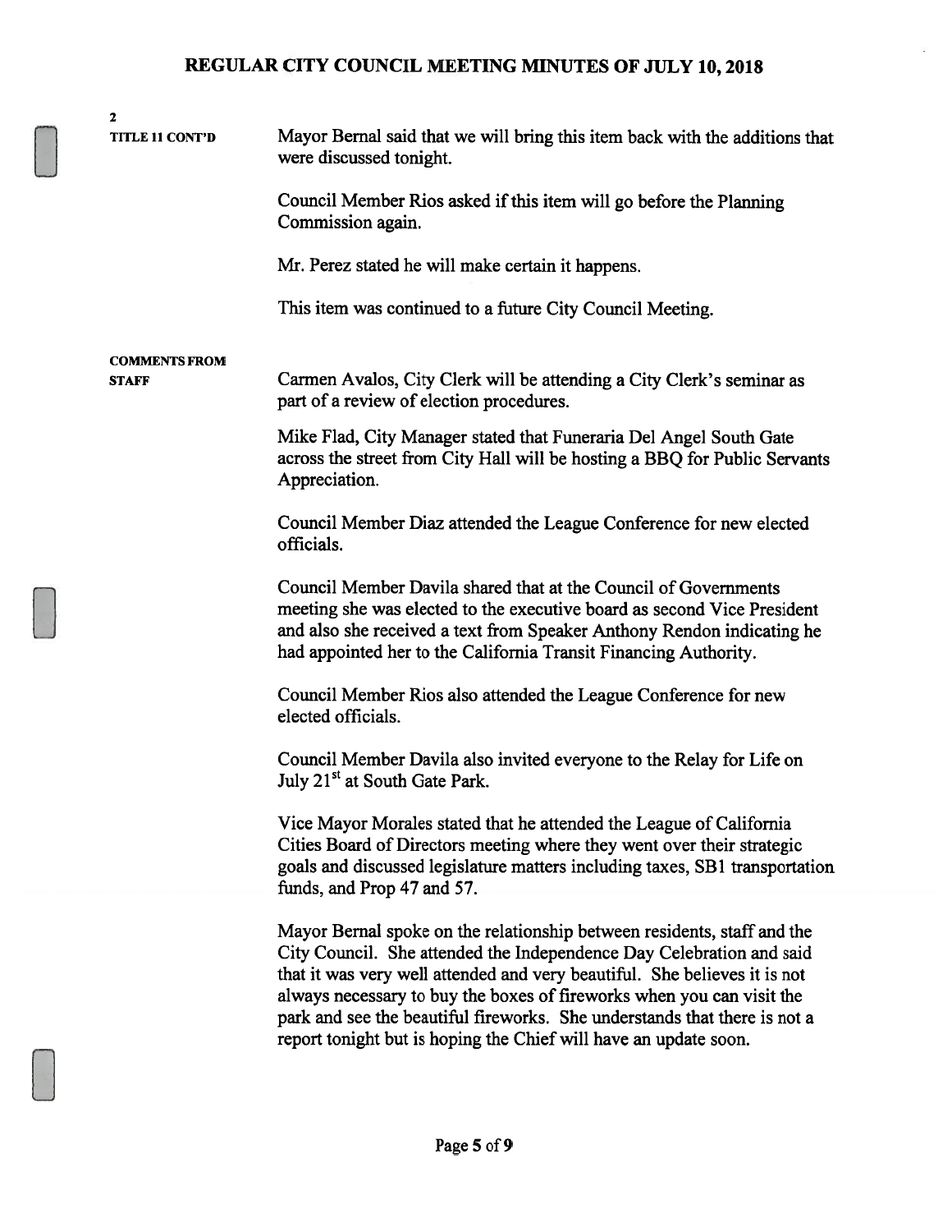**2**

**TITLE 11 CONT'D**

Mayor Bernal said that we will bring this item back with the additions that were discussed tonight.

Council Member Rios asked if this item will go before the Planning Commission again.

Mr. Perez stated he will make certain it happens.

This item was continued to a future City Council Meeting.

**COMMENTS FROM STAFF**

Carmen Avalos, City Clerk will be attending a City Clerk's seminar as part of a review of election procedures.

Mike Flad, City Manager stated that Funeraria Del Angel South Gate across the street from City Hall will be hosting a BBQ for Public Servants Appreciation.

Council Member Diaz attended the League Conference for new elected officials.

Council Member Davila shared that at the Council of Governments meeting she was elected to the executive board as second Vice President and also she received a text from Speaker Anthony Rendon indicating he had appointed her to the California Transit Financing Authority.

Council Member Rios also attended the League Conference for new elected officials.

Council Member Davila also invited everyone to the Relay for Life on July 21st at South Gate Park.

Vice Mayor Morales stated that he attended the League of California Cities Board of Directors meeting where they went over their strategic goals and discussed legislature matters including taxes, SB1 transportation funds, and Prop 47 and 57.

Mayor Bernal spoke on the relationship between residents, staff and the City Council. She attended the Independence Day Celebration and said that it was very well attended and very beautiful. She believes it is not always necessary to buy the boxes of fireworks when you can visit the park and see the beautiful fireworks. She understands that there is not a report tonight but is hoping the Chief will have an update soon.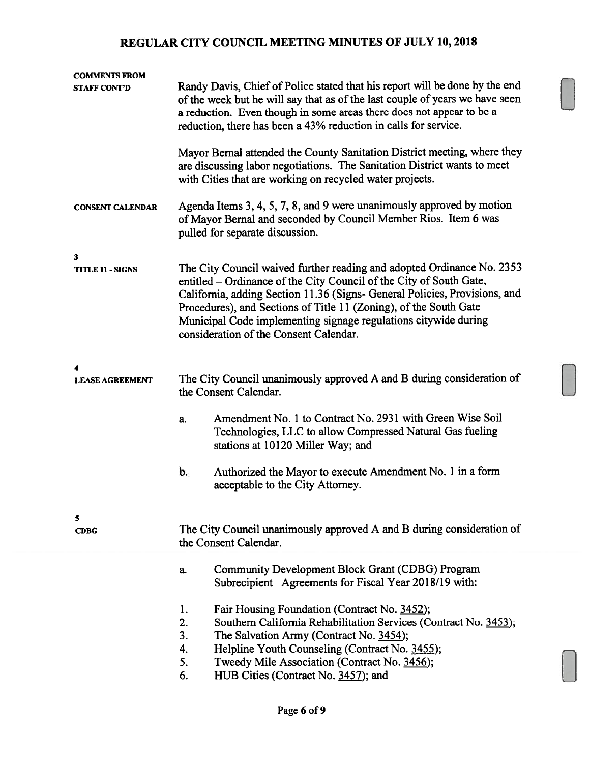# REGULAR CITY COUNCIL MEETING MINUTES OF JULY 10, 2018

**COMMENTS FROM STAFF CONT'D**

Randy Davis, Chief of Police stated that his report will be done by the end of the week but he will say that as of the last couple of years we have seen a reduction. Even though in some areas there does not appear to be a reduction, there has been a 43% reduction in calls for service.

Mayor Bernal attended the County Sanitation District meeting, where they are discussing labor negotiations. The Sanitation District wants to meet with Cities that are working on recycled water projects.

**CONSENT CALENDAR**

Agenda Items 3, 4, 5, 7, 8, and 9 were unanimously approved by motion of Mayor Bernal and seconded by Council Member Rios. Item 6 was pulled for separate discussion.

**3**
**TITLE 11 - SIGNS**

The City Council waived further reading and adopted Ordinance No. 2353 entitled – Ordinance of the City Council of the City of South Gate, California, adding Section 11.36 (Signs- General Policies, Provisions, and Procedures), and Sections of Title 11 (Zoning), of the South Gate Municipal Code implementing signage regulations citywide during consideration of the Consent Calendar.

**4**
**LEASE AGREEMENT**

The City Council unanimously approved A and B during consideration of the Consent Calendar.

a. Amendment No. 1 to Contract No. 2931 with Green Wise Soil Technologies, LLC to allow Compressed Natural Gas fueling stations at 10120 Miller Way; and

b. Authorized the Mayor to execute Amendment No. 1 in a form acceptable to the City Attorney.

**5**
**CDBG**

The City Council unanimously approved A and B during consideration of the Consent Calendar.

a. Community Development Block Grant (CDBG) Program Subrecipient Agreements for Fiscal Year 2018/19 with:

1. Fair Housing Foundation (Contract No. 3452);
2. Southern California Rehabilitation Services (Contract No. 3453);
3. The Salvation Army (Contract No. 3454);
4. Helpline Youth Counseling (Contract No. 3455);
5. Tweedy Mile Association (Contract No. 3456);
6. HUB Cities (Contract No. 3457); and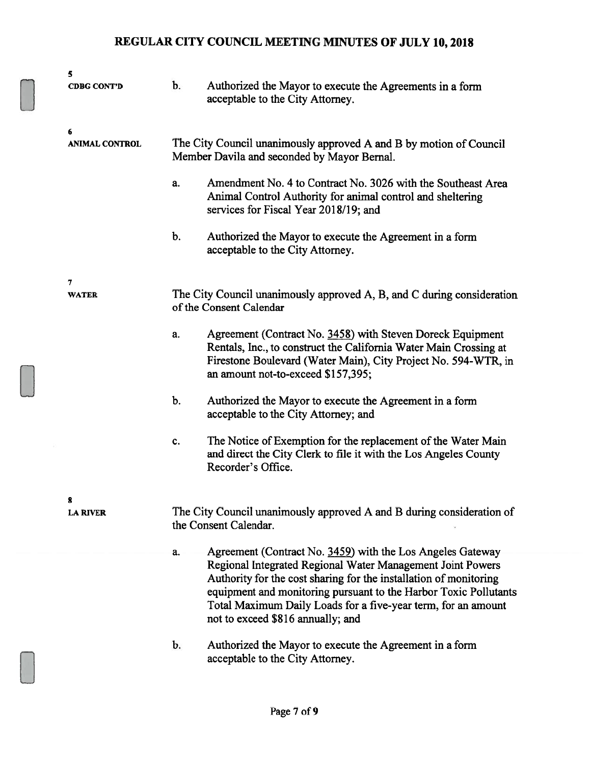**5**
**CDBG CONT'D**

b. Authorized the Mayor to execute the Agreements in a form acceptable to the City Attorney.

**6**
**ANIMAL CONTROL**

The City Council unanimously approved A and B by motion of Council Member Davila and seconded by Mayor Bernal.

a. Amendment No. 4 to Contract No. 3026 with the Southeast Area Animal Control Authority for animal control and sheltering services for Fiscal Year 2018/19; and

b. Authorized the Mayor to execute the Agreement in a form acceptable to the City Attorney.

**7**
**WATER**

The City Council unanimously approved A, B, and C during consideration of the Consent Calendar

a. Agreement (Contract No. 3458) with Steven Doreck Equipment Rentals, Inc., to construct the California Water Main Crossing at Firestone Boulevard (Water Main), City Project No. 594-WTR, in an amount not-to-exceed $157,395;

b. Authorized the Mayor to execute the Agreement in a form acceptable to the City Attorney; and

c. The Notice of Exemption for the replacement of the Water Main and direct the City Clerk to file it with the Los Angeles County Recorder's Office.

**8**
**LA RIVER**

The City Council unanimously approved A and B during consideration of the Consent Calendar.

a. Agreement (Contract No. 3459) with the Los Angeles Gateway Regional Integrated Regional Water Management Joint Powers Authority for the cost sharing for the installation of monitoring equipment and monitoring pursuant to the Harbor Toxic Pollutants Total Maximum Daily Loads for a five-year term, for an amount not to exceed $816 annually; and

b. Authorized the Mayor to execute the Agreement in a form acceptable to the City Attorney.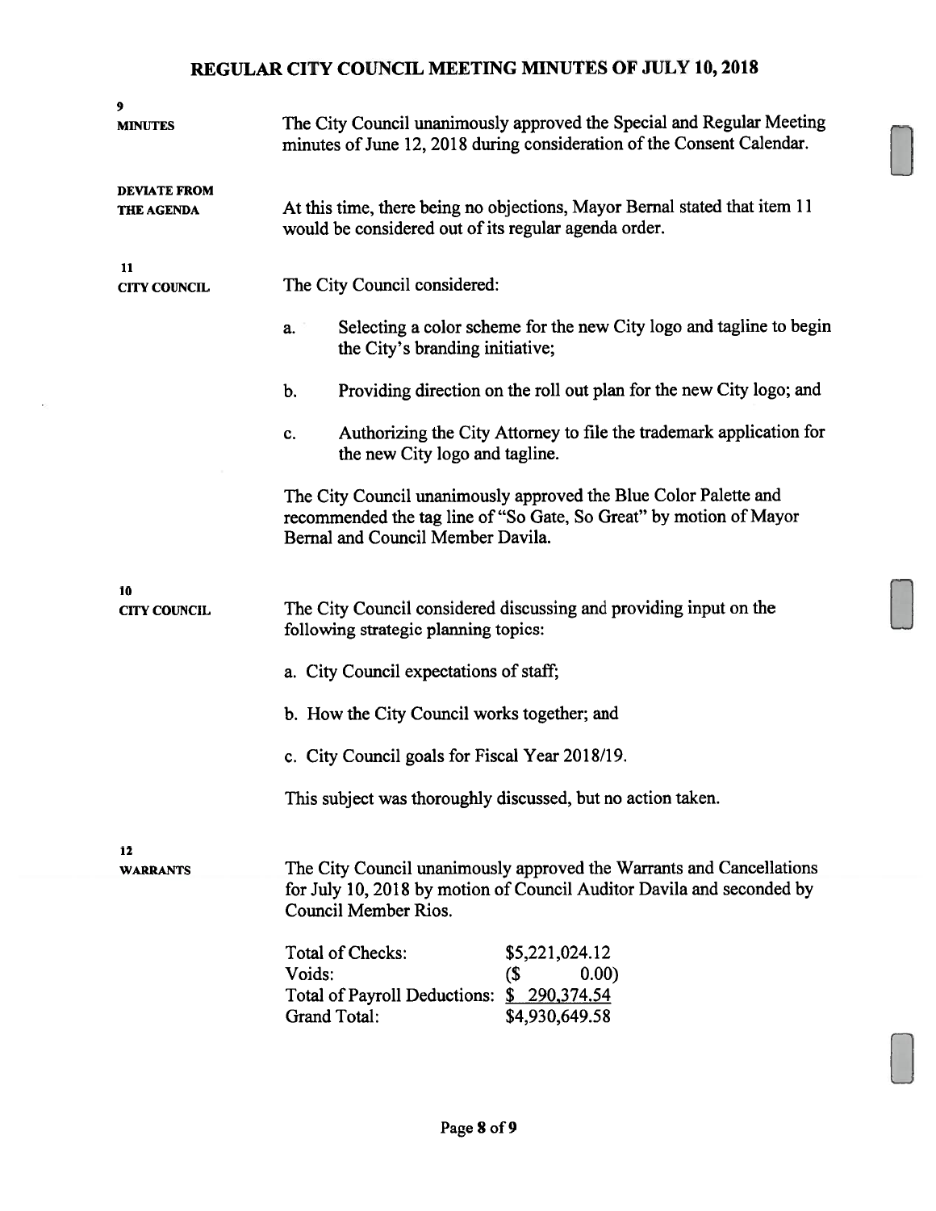# REGULAR CITY COUNCIL MEETING MINUTES OF JULY 10, 2018

**9**
**MINUTES**

The City Council unanimously approved the Special and Regular Meeting minutes of June 12, 2018 during consideration of the Consent Calendar.

**DEVIATE FROM THE AGENDA**

At this time, there being no objections, Mayor Bernal stated that item 11 would be considered out of its regular agenda order.

**11**
**CITY COUNCIL**

The City Council considered:

a. Selecting a color scheme for the new City logo and tagline to begin the City's branding initiative;

b. Providing direction on the roll out plan for the new City logo; and

c. Authorizing the City Attorney to file the trademark application for the new City logo and tagline.

The City Council unanimously approved the Blue Color Palette and recommended the tag line of "So Gate, So Great" by motion of Mayor Bernal and Council Member Davila.

**10**
**CITY COUNCIL**

The City Council considered discussing and providing input on the following strategic planning topics:

a. City Council expectations of staff;

b. How the City Council works together; and

c. City Council goals for Fiscal Year 2018/19.

This subject was thoroughly discussed, but no action taken.

**12**
**WARRANTS**

The City Council unanimously approved the Warrants and Cancellations for July 10, 2018 by motion of Council Auditor Davila and seconded by Council Member Rios.

| | |
|---|---|
| Total of Checks: | $5,221,024.12 |
| Voids: | ($ 0.00) |
| Total of Payroll Deductions: | $ 290,374.54 |
| Grand Total: | $4,930,649.58 |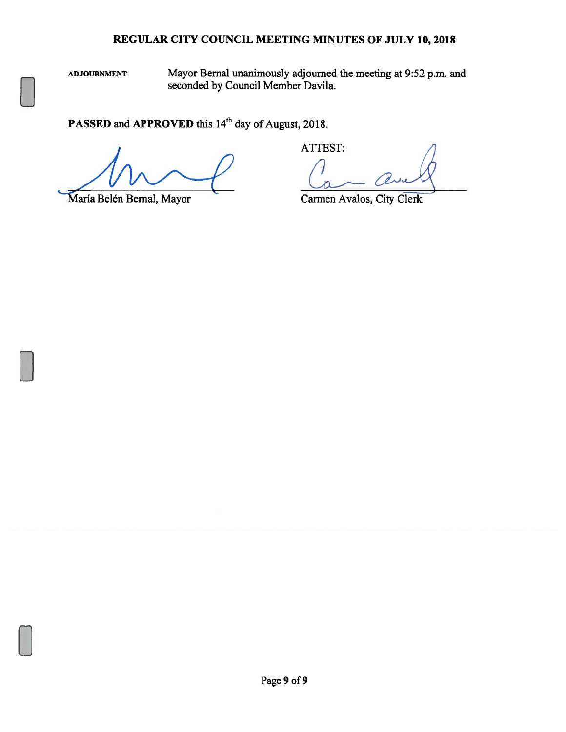## REGULAR CITY COUNCIL MEETING MINUTES OF JULY 10, 2018

**ADJOURNMENT** Mayor Bernal unanimously adjourned the meeting at 9:52 p.m. and seconded by Council Member Davila.

**PASSED** and **APPROVED** this 14th day of August, 2018.

María Belén Bernal, Mayor

ATTEST:

Carmen Avalos, City Clerk